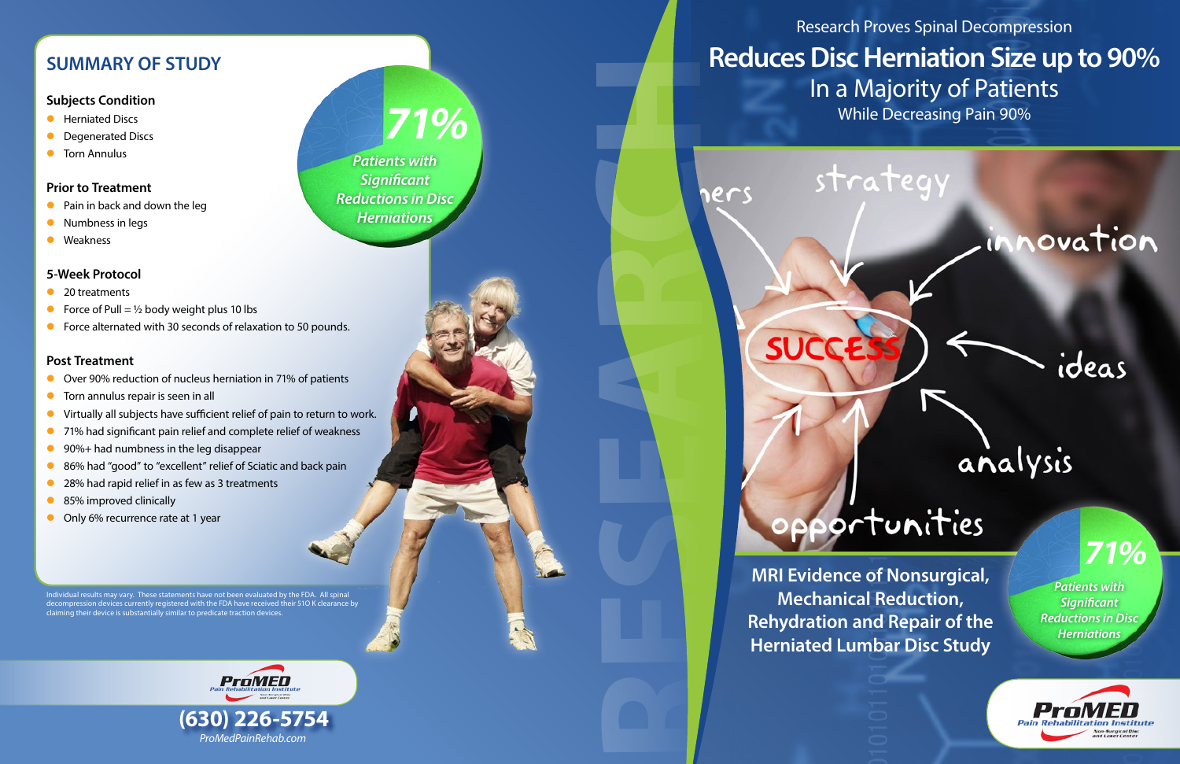## SUMMARY OF STUDY

### Subjects Condition

- Herniated Discs
- Degenerated Discs
- Torn Annulus

### Prior to Treatment

- Pain in back and down the leg
- Numbness in legs
- Weakness

### 5-Week Protocol

- 20 treatments
- Force of Pull = ½ body weight plus 10 lbs
- Force alternated with 30 seconds of relaxation to 50 pounds.

### Post Treatment

- Over 90% reduction of nucleus herniation in 71% of patients
- Torn annulus repair is seen in all
- Virtually all subjects have sufficient relief of pain to return to work.
- 71% had significant pain relief and complete relief of weakness
- 90%+ had numbness in the leg disappear
- 86% had "good" to "excellent" relief of Sciatic and back pain
- 28% had rapid relief in as few as 3 treatments
- 85% improved clinically
- Only 6% recurrence rate at 1 year

**71%** *Patients with Significant Reductions in Disc Herniations*

Individual results may vary. These statements have not been evaluated by the FDA. All spinal decompression devices currently registered with the FDA have received their 510 K clearance by claiming their device is substantially similar to predicate traction devices.

**ProMED** Pain Rehabilitation Institute
Non-Surgical Disc and Laser Center

**(630) 226-5754**

*ProMedPainRehab.com*

RESEARCH

Research Proves Spinal Decompression

# Reduces Disc Herniation Size up to 90%

## In a Majority of Patients

While Decreasing Pain 90%

**MRI Evidence of Nonsurgical, Mechanical Reduction, Rehydration and Repair of the Herniated Lumbar Disc Study**

**71%** *Patients with Significant Reductions in Disc Herniations*

**ProMED** Pain Rehabilitation Institute
Non-Surgical Disc and Laser Center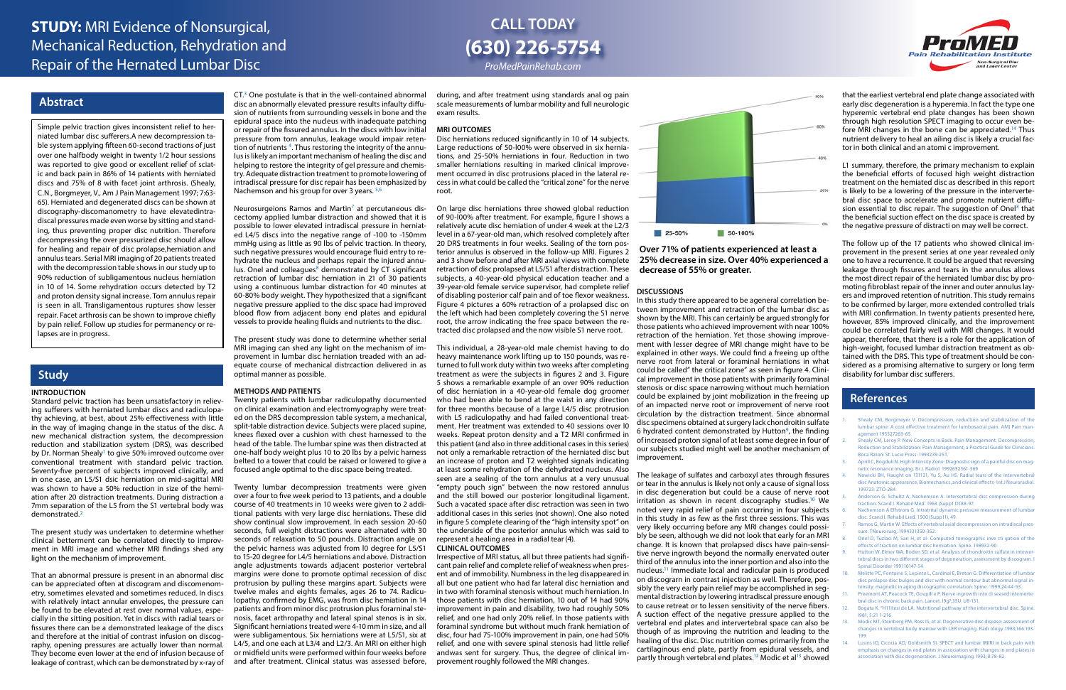# STUDY: MRI Evidence of Nonsurgical, Mechanical Reduction, Rehydration and Repair of the Herniated Lumbar Disc

**CALL TODAY**
**(630) 226-5754**
*ProMedPainRehab.com*

ProMED Pain Rehabilitation Institute

## Abstract

Simple pelvic traction gives inconsistent relief to herniated lumbar disc sufferers.A new decompression table system applying fifteen 60-second tractions of just over one halfbody weight in twenty 1/2 hour sessions was reported to give good or excellent relief of sciatic and back pain in 86% of 14 patients with herniated discs and 75% of 8 with facet joint arthrosis. (Shealy, C.N., Borgmeyer, V., Am J Pain Management 1997; 7:63-65). Herniated and degenerated discs can be shown at discography-discomanometry to have elevatedintradiscal pressures made even worse by sitting and standing, thus preventing proper disc nutrition. Therefore decompressing the over pressurized disc should allow for healing and repair of disc prolapse,herniation and annulus tears. Serial MRI imaging of 20 patients treated with the decompression table shows in our study up to 90% reduction of subligamentous nucleus herniation in 10 of 14. Some rehydration occurs detected by T2 and proton density signal increase. Torn annulus repair is seen in all. Transligamentous ruptures show lesser repair. Facet arthrosis can be shown to improve chiefly by pain relief. Follow up studies for permanency or relapses are in progress.

## Study

### INTRODUCTION

Standard pelvic traction has been unsatisfactory in relieving sufferers with herniated lumbar discs and radiculopathy achieving, at best, about 25% effectiveness with little in the way of imaging change in the status of the disc. A new mechanical distraction system, the decompression reduction and stabilization system (DRS), was described by Dr. Norman Shealy[1] to give 50% imroved outcome over conventional treatment with standard pelvic traction. Seventy-five percent of subjects improved clinically, and in one case, an L5/S1 disc herniation on mid-sagittal MRI was shown to have a 50% reduction in size of the herniation after 20 distraction treatments. During distraction a 7mm separation of the L5 from the S1 vertebral body was demonstrated.[2]

The present study was undertaken to determine whether clinical betterment can be correlated directly to improvement in MRI image and whether MRI findings shed any light on the mechanism of improvement.

That an abnormal pressure is present in an abnormal disc can be appreciated often at discogram and discomenometry, sometimes elevated and sometimes reduced. In discs with relatively intact annular envelopes, the pressure can be found to be elevated at rest over normal values, especially in the sitting position. Yet in discs with radial tears or fissures there can be a demonstrated leakage of the discs and therefore at the initial of contrast infusion on discography, opening pressures are actually lower than normal. They become even lower at the end of infusion because of leakage of contrast, which can be demonstrated by x-ray of CT.[3] One postulate is that in the well-contained abnormal disc an abnormally elevated pressure results infaulty diffusion of nutrients from surrounding vessels in bone and the epidural space into the nucleus with inadequate patching or repair of the fissured annulus. In the discs with low initial pressure from torn annulus, leakage would impair retention of nutrients [4]. Thus restoring the integrity of the annulus is likely an important mechanism of healing the disc and helping to restore the integrity of gel pressure and chemistry. Adequate distraction treatment to promote lowering of intradiscal pressure for disc repair has been emphasized by Nachemson and his group for over 3 years. [5,6]

Neurosurgeions Ramos and Martin[7] at percutaneous discectomy applied lumbar distraction and showed that it is possible to lower elevated intradiscal pressure in herniated L4/5 discs into the negative range of -100 to -150mm mmHg using as little as 90 lbs of pelvic traction. In theory, such negative pressures would encourage fluid entry to rehydrate the nucleus and perhaps repair the injured annulus. Onel and colleagues[8] demonstrated by CT significant retraction of lumbar disc herniation in 21 of 30 patients using a continuous lumbar distraction for 40 minutes at 60-80% body weight. They hypothesized that a significant negative pressure applied to the disc space had improved blood flow from adjacent bony end plates and epidural vessels to provide healing fluids and nutrients to the disc.

The present study was done to determine whether serial MRI imaging can shed any light on the mechanism of improvement in lumbar disc herniation treated with an adequate course of mechanical distrcaction delivered in as optimal manner as possible.

### METHODS AND PATIENTS

Twenty patients with lumbar radiculopathy documented on clinical examination and electromyography were treated on the DRS decompression table system, a mechanical, split-table distraction device. Subjects were placed supine, knees flexed over a cushion with chest harnessed to the head of the table. The lumbar spine was then distracted at one-half body weight plus 10 to 20 lbs by a pelvic harness belted to a tower that could be raised or lowered to give a focused angle optimal to the disc space being treated.

Twenty lumbar decompression treatments were given over a four to five week period to 13 patients, and a double course of 40 treatments in 10 weeks were given to 2 additional patients with very large disc herniations. These did show continual slow improvement. In each session 20-60 seconds, full weight distractions were alternated with 30 seconds of relaxation to 50 pounds. Distraction angle on the pelvic harness was adjusted from l0 degree for L5/S1 to 15-20 degree for L4/5 herniations and above. Distraction angle adjustments towards adjacent posterior vertebral margins were done to promote optimal recession of disc protrusion by pulling these margins apart. Subjects were twelve males and eights females, ages 26 to 74. Radiculopathy, confirmed by EMG, was from disc herniation in 14 patients and from minor disc protrusion plus forarninal stenosis, facet arthropathy and lateral spinal stenos is in six. Significant herniations treated were 4-10 mm in size, and all were subligamentous. Six herniations were at L5/S1, six at L4/5, and one each at L3/4 and L2/3. An MRI on either high or midfield units were performed within four weeks before and after treatment. Clinical status was assessed before, during, and after treatment using standards anal og pain scale measurements of lumbar mobility and full neurologic exam results.

### MRI OUTCOMES

Disc herniations reduced significantly in 10 of 14 subjects. Large reductions of 50-100% were observed in six herniations, and 25-50% herniations in four. Reduction in two smaller herniations resulting in marked clinical improvement occurred in disc protrusions placed in the lateral recess in what could be called the "critical zone" for the nerve root.

On large disc herniations three showed global reduction of 90-l00% after treatment. For example, figure l shows a relatively acute disc herniation of under 4 week at the L2/3 level in a 67-year-old man, which resolved completely after 20 DRS treatments in four weeks. Sealing of the torn posterior annulus is observed in the follow-up MRI. Figures 2 and 3 show before and after MRI axial views with complete retraction of disc prolapsed at L5/S1 after distraction. These subjects, a 40-year-old physical education teacher and a 39-year-old female service supervisor, had complete relief of disabling posterior calf pain and of toe flexor weakness. Figure 4 pictures a 60% retraction of a prolapsed disc on the left which had been completely covering the S1 nerve root, the arrow indicating the free space between the retracted disc prolapsed and the now visible S1 nerve root.

This individual, a 28-year-old male chemist having to do heavy maintenance work lifting up to 150 pounds, was returned to full work duty within two weeks after completing treatment as were the subjects in figures 2 and 3. Figure 5 shows a remarkable example of an over 90% reduction of disc herniation in a 40-year-old female dog groomer who had been able to bend at the waist in any direction for three months because of a large L4/5 disc protrusion with L5 radiculopathy and had failed conventional treatment. Her treatment was extended to 40 sessions over l0 weeks. Repeat proton density and a T2 MRI confirmed in this patient (and also in three additional cases in this series) not only a remarkable retraction of the herniated disc but an increase of proton and T2 weighted signals indicating at least some rehydration of the dehydrated nucleus. Also seen are a sealing of the torn annulus at a very unusual "empty pouch sign" between the now restored annulus and the still bowed our posterior longitudinal ligament. Such a vacated space after disc retraction was seen in two additional cases in this series (not shown). Also noted in figure 5 complete clearing of the "high intensity spot" on the underside of the posterior annulus which was said to represent a healing area in a radial tear (4).

### CLINICAL OUTCOMES

Irrespective of MRI status, all but three patients had significant pain relief and complete relief of weakness when present and of immobility. Numbness in the leg disappeared in all but one patient who had far lateral disc herniation and in two with foraminal stenosis without much herniation. In those patients with disc herniation, 10 out of 14 had 90% improvement in pain and disability, two had roughly 50% relief, and one had only 20% relief. In those patients with foraminal syndrome but without much frank herniation of disc, four had 75-100% improvement in pain, one had 50% relief, and one with severe spinal stenosis had little relief andwas sent for surgery. Thus, the degree of clinical improvement roughly followed the MRI changes.

80%
60%
40%
20%
0%

25-50%
50-100%

**Over 71% of patients experienced at least a 25% decrease in size. Over 40% experienced a decrease of 55% or greater.**

### DISCUSSIONS

In this study there appeared to be ageneral correlation between improvement and retraction of the lumbar disc as shown by the MRI. This can certainly be argued strongly for those patients who achieved improvement with near 100% retraction of the herniation. Yet those showing improvement with lesser degree of MRI change might have to be explained in other ways. We could find a freeing up ofthe nerve root from lateral or foraminal herniations in what could be called" the critical zone" as seen in figure 4. Clinical improvement in those patients with primarily foraminal stenosis or disc space narrowing without much herniation could be explained by joint mobilization in the freeing up of an impacted nerve root or improvement of nerve root circulation by the distraction treatment. Since abnormal disc specimens obtained at surgery lack chondroitin sulfate 6 hydrated content demonstrated by Hutton[9], the finding of increased proton signal of at least some degree in four of our subjects studied might well be another mechanism of improvement.

The leakage of sulfates and carboxyl ates through fissures or tear in the annulus is likely not only a cause of signal loss in disc degeneration but could be a cause of nerve root irritation as shown in recent discography studies.[10] We noted very rapid relief of pain occurring in four subjects in this study in as few as the first three sessions. This was very likely occurring before any MRI changes could possibly be seen, although we did not look that early for an MRI change. It is known that prolapsed discs have pain-sensitive nerve ingrowth beyond the normally enervated outer third of the annulus into the inner portion and also into the nucleus.[11] Immediate local and radicular pain is produced on discogram in contrast injection as well. Therefore, possibly the very early pain relief may be accomplished in segmental distraction by lowering intradiscal pressure enough to cause retreat or to lessen sensitivity of the nerve fibers. A suction effect of the negative pressure applied to the vertebral end plates and intervertebral space can also be though of as improving the nutrition and leading to the healing of the disc. Disc nutrition comes primarily from the cartilaginous end plate, partly from epidural vessels, and partly through vertebral end plates.[12] Modic et al[13] showed that the earliest vertebral end plate change associated with early disc degeneration is a hyperemia. In fact the type one hyperemic vertebral end plate changes has been shown through high resolution SPECT imaging to occur even before MRI changes in the bone can be appreciated.[14] Thus nutrient delivery to heal an ailing disc is likely a crucial factor in both clinical and an atomi c improvement.

L1 summary, therefore, the primary mechanism to explain the beneficial efforts of focused high weight distraction treatment on the herniated disc as described in this report is likely to be a lowering of the pressure in the intervertebral disc space to accelerate and promote nutrient diffusion essential to disc repair. The suggestion of Onel[8] that the beneficial suction effect on the disc space is created by the negative pressure of distracti on may well be correct.

The follow up of the 17 patients who showed clinical improvement in the present series at one year revealed only one to have a recurrence. It could be argued that reversing leakage through fissures and tears in the annulus allows the most direct repair of the herniated lumbar disc by promoting fibroblast repair of the inner and outer annulus layers and improved retention of nutrition. This study remains to be confirmed by larger, more extended controlled trials with MRI confirmation. In twenty patients presented here, however, 85% improved clinically, and the improvement could be correlated fairly well with MRI changes. It would appear, therefore, that there is a role for the application of high-weight, focused lumbar distraction treatment as obtained with the DRS. This type of treatment should be considered as a promising alternative to surgery or long term disability for lumbar disc sufferers.

## References

1. Shealy CM, Borgmeyer V. Decompression, reduction and stabilization of the lumbar spine: A cost effective treatment for lumbosacral pain. AMJ Pain management 19552?263-65.
2. Shealy CM, Leroy P. New Concepts in Back. Pain Management. Decompression, Reduction and Stabilization. Pain Management, a Practical Guide for Clinicians. Boca Raton. St. Lucie Press: 1993239-25?.
3. Aprill C, Bogduli N. High Intensity Zone: Diagnostic sign of a painful disc on magnetic resonance imaging. Br J. Radiol. 1992652361-369
4. Nowicki BH, Haught on 131131, Yu S, Au HS. Radial tears of the intervertebral disc Anatomic appearance, Biomechanics, and clinical effects- Int J Neuroradiol. 199723: ZTO-284.
5. Anderson G. Schultz A, Nachemson A. Intersertebral disc compression during traction. Scand I. Rehabil Med. 1963 (Supp) D188-97
6. Nachemson A Elfstrom G. Intratrital dynamic pressure measurement of lumbar disc. Scand I. Rehabil Lied. 1500 (Supp11), 49
7. Ramos G, Martin W. Effects of vertebral axial decompression on intradiscal pressure. Tneurosurg, 1994331350-352.
8. Onel D, Tuzlaci M, Sari H, et al- Computed tomographic inve sti gation of the effects of traction on lumbar disc herniation. Spine. 198932-90.
9. Hutton W. Elmer WA, Boden SD, et al. Analysis of chondroitin sulfate in intewertebral discs in two different stages of degeneration, assessment by discogram. I Spinal Disorder 199110147-54.
10. Melitte PC, Fontaine S, Lepinto L, Cardinal E, Breton G. Differentiation of lumbar disc prolapse disc bulges and disc with normal contour but abnormal signal intensity: magnetic in aging discographic correlation. Spine. '1999,24:44-53.
11. Freemont AT, Peacock TE, Goupill e P. Nerve ingrowth into di seased intervertebral disc in chronic back pain. Lancet. I9g?,35U: U8-131.
12. Bogata K. "H1litesi de LA. Nutritional pathway of the intervertebral disc. Spine. l981, 5:21 1-216.
13. Modic MT, Steinberg PM, Ross IS, et al. Degenerative disc disease: assessment of changes in vertebral body marrow with LER imaging. Radi ology 1983;166:193-199.
14. Lusins IO, Cicocia AD, Goldsmith SJ. SPECT and lumbar IMIRI in back pain with emphasis on changes in end plates in association with changes in end plates in association with disc degeneration. J Neuroimaging. 1993; 8:78-82.